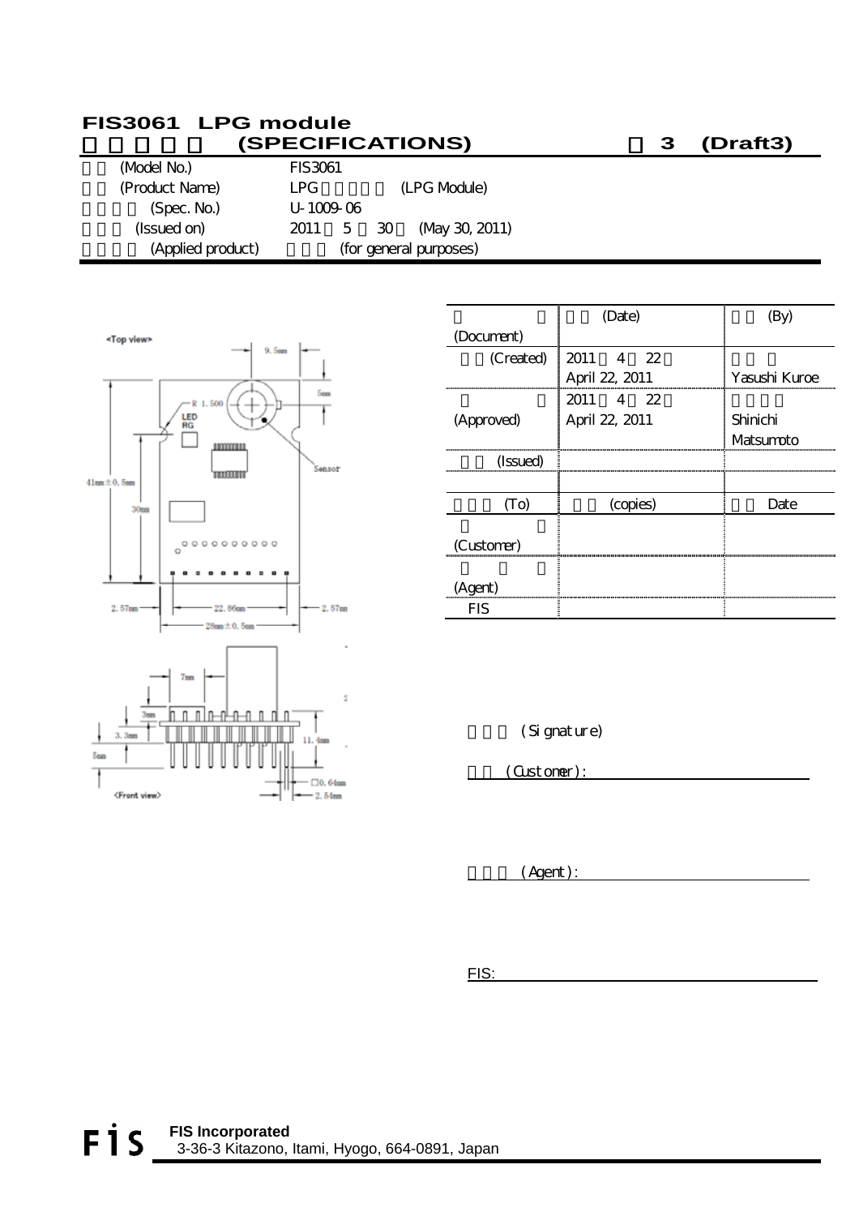# FIS3061 LPG module

## (SPECIFICATIONS)　　　3 (Draft3)

| | |
|---|---|
| (Model No.) | FIS3061 |
| (Product Name) | LPG (LPG Module) |
| (Spec. No.) | U-1009-06 |
| (Issued on) | 2011 5 30 (May 30, 2011) |
| (Applied product) | (for general purposes) |

<Top view>

9.5mm

5mm

R 1.500

LED RG

Sensor

41mm±0.5mm

30mm

2.57mm　22.86mm　2.57mm

28mm±0.5mm

7mm

3mm

3.3mm

5mm

11.4mm

□0.64mm

2.54mm

<Front view>

| (Document) | (Date) | (By) |
|---|---|---|
| (Created) | 2011 4 22<br>April 22, 2011 | Yasushi Kuroe |
| (Approved) | 2011 4 22<br>April 22, 2011 | Shinichi Matsumoto |
| (Issued) | | |
| | | |
| (To) | (copies) | Date |
| (Customer) | | |
| (Agent) | | |
| FIS | | |

(Signature)

(Customer): ______________________

(Agent): ______________________

FIS: ______________________

**FIS Incorporated**
3-36-3 Kitazono, Itami, Hyogo, 664-0891, Japan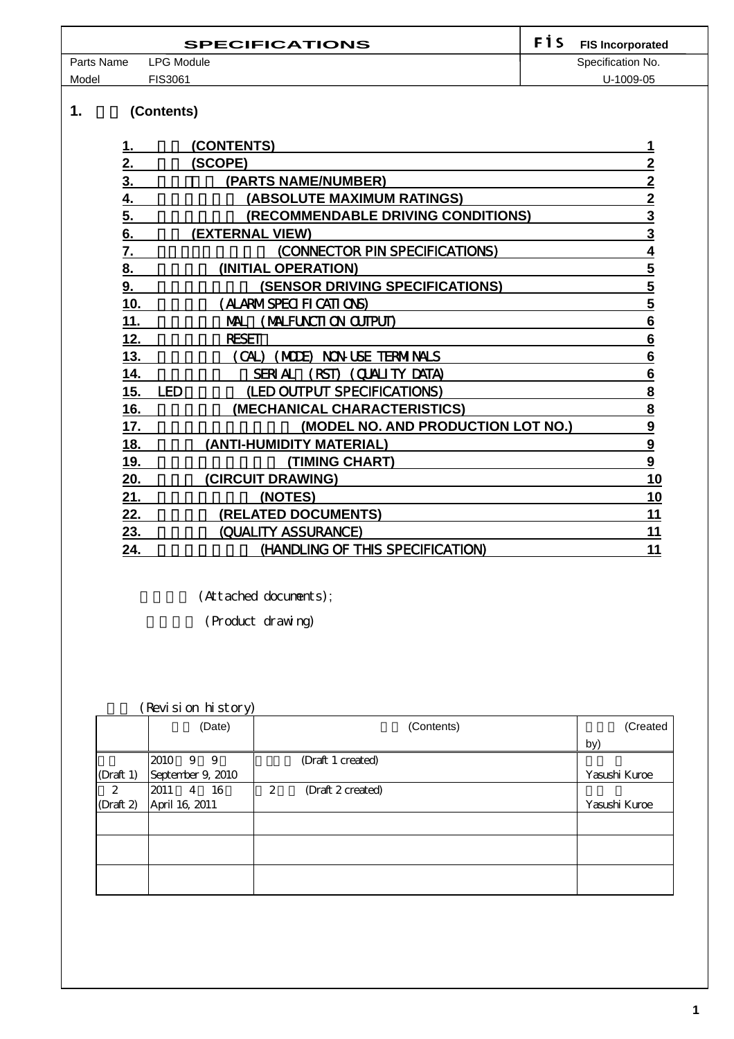| SPECIFICATIONS | | Fis FIS Incorporated |
|---|---|---|
| Parts Name | LPG Module | Specification No. |
| Model | FIS3061 | U-1009-05 |

## 1. (Contents)

| | | |
|---|---|---|
| 1. | (CONTENTS) | 1 |
| 2. | (SCOPE) | 2 |
| 3. | (PARTS NAME/NUMBER) | 2 |
| 4. | (ABSOLUTE MAXIMUM RATINGS) | 2 |
| 5. | (RECOMMENDABLE DRIVING CONDITIONS) | 3 |
| 6. | (EXTERNAL VIEW) | 3 |
| 7. | (CONNECTOR PIN SPECIFICATIONS) | 4 |
| 8. | (INITIAL OPERATION) | 5 |
| 9. | (SENSOR DRIVING SPECIFICATIONS) | 5 |
| 10. | (ALARM SPECIFICATIONS) | 5 |
| 11. | MAL (MALFUNCTION OUTPUT) | 6 |
| 12. | RESET | 6 |
| 13. | (CAL) (MODE) NON-USE TERMINALS | 6 |
| 14. | SERIAL (RST) (QUALITY DATA) | 6 |
| 15. | LED (LED OUTPUT SPECIFICATIONS) | 8 |
| 16. | (MECHANICAL CHARACTERISTICS) | 8 |
| 17. | (MODEL NO. AND PRODUCTION LOT NO.) | 9 |
| 18. | (ANTI-HUMIDITY MATERIAL) | 9 |
| 19. | (TIMING CHART) | 9 |
| 20. | (CIRCUIT DRAWING) | 10 |
| 21. | (NOTES) | 10 |
| 22. | (RELATED DOCUMENTS) | 11 |
| 23. | (QUALITY ASSURANCE) | 11 |
| 24. | (HANDLING OF THIS SPECIFICATION) | 11 |

(Attached documents);

(Product drawing)

(Revision history)

| | (Date) | (Contents) | (Created by) |
|---|---|---|---|
| (Draft 1) | 2010 9 9 September 9, 2010 | (Draft 1 created) | Yasushi Kuroe |
| 2 (Draft 2) | 2011 4 16 April 16, 2011 | 2 (Draft 2 created) | Yasushi Kuroe |
| | | | |
| | | | |
| | | | |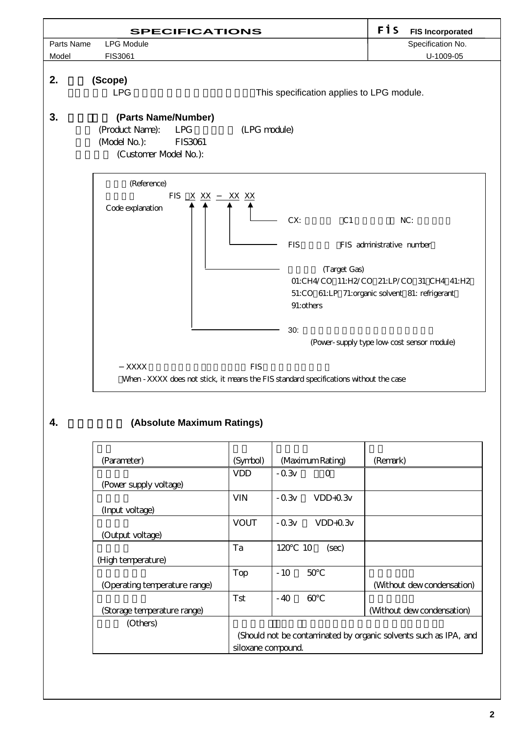| SPECIFICATIONS | | Fis FIS Incorporated |
|---|---|---|
| Parts Name | LPG Module | Specification No. |
| Model | FIS3061 | U-1009-05 |

## 2. (Scope)

LPG This specification applies to LPG module.

## 3. (Parts Name/Number)

(Product Name): LPG (LPG module)

(Model No.): FIS3061

(Customer Model No.):

(Reference)

FIS X XX − XX XX

Code explanation

CX: C1 NC:

FIS FIS administrative number

(Target Gas)
01:CH4/CO 11:H2/CO 21:LP/CO 31 CH4 41:H2
51:CO 61:LP 71:organic solvent 81: refrigerant
91:others

30:
(Power-supply type low-cost sensor module)

−XXXX FIS
When -XXXX does not stick, it means the FIS standard specifications without the case

## 4. (Absolute Maximum Ratings)

| (Parameter) | (Symbol) | (Maximum Rating) | (Remark) |
|---|---|---|---|
| (Power supply voltage) | VDD | -0.3v 0 | |
| (Input voltage) | VIN | -0.3v VDD+0.3v | |
| (Output voltage) | VOUT | -0.3v VDD+0.3v | |
| (High temperature) | Ta | 120°C 10 (sec) | |
| (Operating temperature range) | Top | -10 50°C | (Without dew condensation) |
| (Storage temperature range) | Tst | -40 60°C | (Without dew condensation) |
| (Others) | (Should not be contaminated by organic solvents such as IPA, and siloxane compound. | | |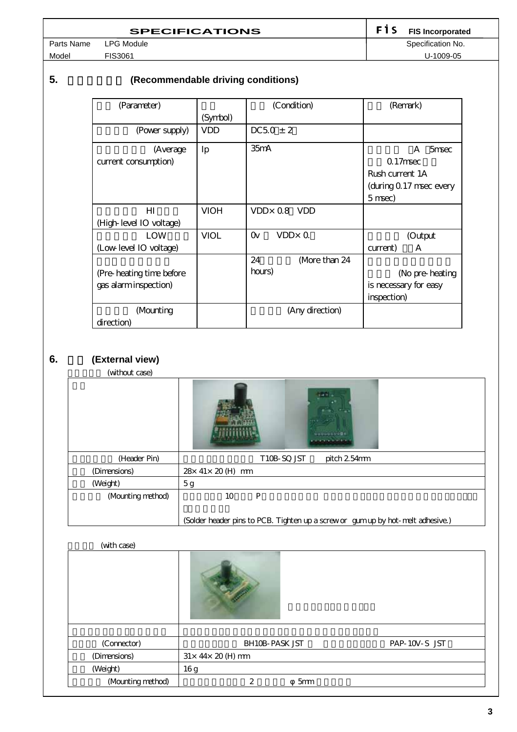| SPECIFICATIONS | | FIS Incorporated |
| --- | --- | --- |
| Parts Name | LPG Module | Specification No. |
| Model | FIS3061 | U-1009-05 |

## 5. (Recommendable driving conditions)

| (Parameter) | (Symbol) | (Condition) | (Remark) |
| --- | --- | --- | --- |
| (Power supply) | VDD | DC5.0 ± 2 | |
| (Average current consumption) | Ip | 35mA | A 5msec 0.17msec Rush current 1A (during 0.17 msec every 5 msec) |
| HI (High-level IO voltage) | VIOH | VDD× 0.8 VDD | |
| LOW (Low-level IO voltage) | VIOL | 0v VDD× 0. | (Output current) A |
| (Pre-heating time before gas alarm inspection) | | 24 (More than 24 hours) | (No pre-heating is necessary for easy inspection) |
| (Mounting direction) | | (Any direction) | |

## 6. (External view)

(without case)

| | |
| --- | --- |
| | |
| (Header Pin) | T10B-SQ JST pitch 2.54mm |
| (Dimensions) | 28× 41× 20 (H) mm |
| (Weight) | 5 g |
| (Mounting method) | 10 P (Solder header pins to PCB. Tighten up a screw or gum up by hot-melt adhesive.) |

(with case)

| | |
| --- | --- |
| | |
| | |
| (Connector) | BH10B-PASK JST PAP-10V-S JST |
| (Dimensions) | 31× 44× 20 (H) mm |
| (Weight) | 16 g |
| (Mounting method) | 2 φ 5mm |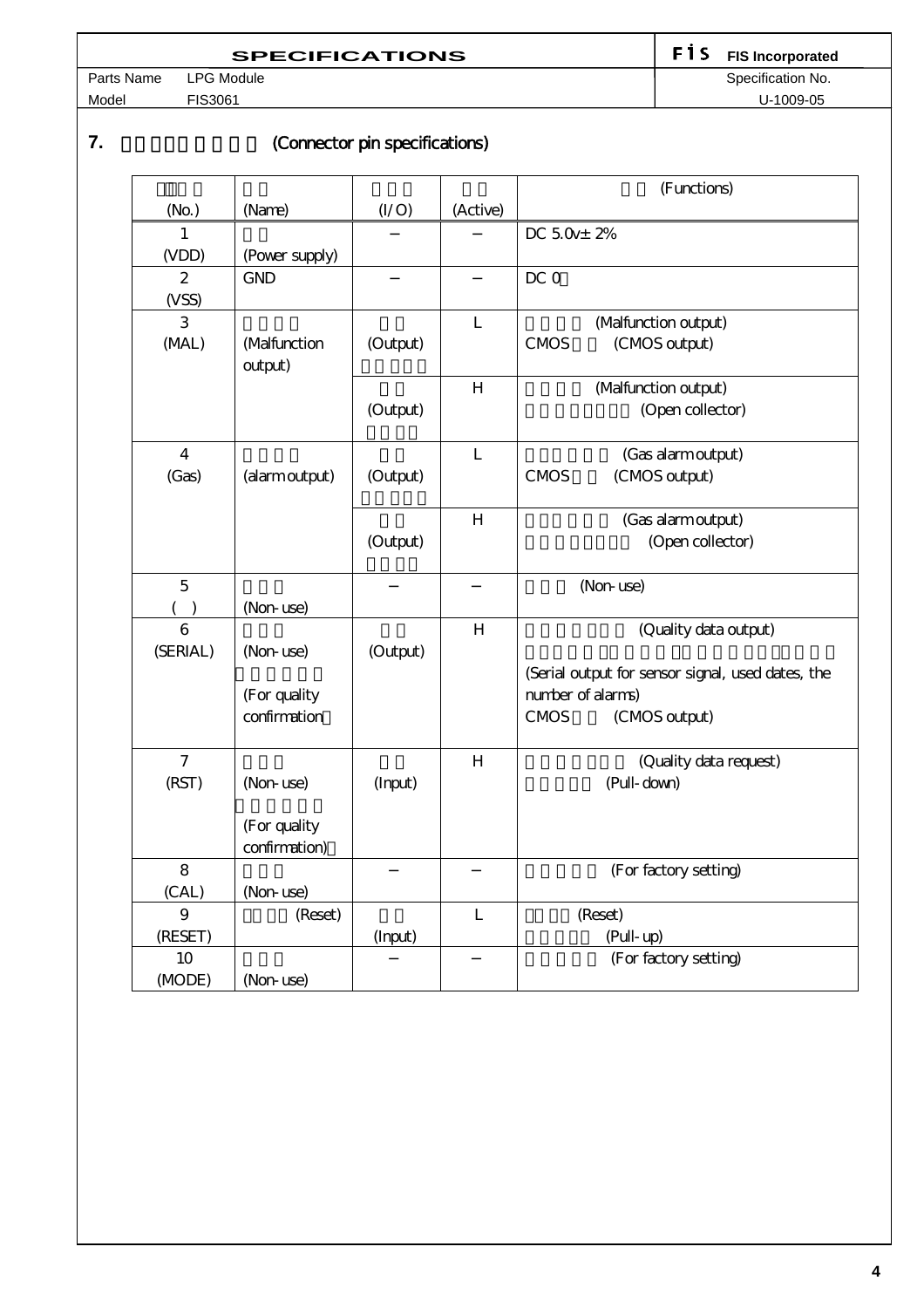| SPECIFICATIONS | | Fis FIS Incorporated |
|---|---|---|
| Parts Name | LPG Module | Specification No. |
| Model | FIS3061 | U-1009-05 |

## 7. (Connector pin specifications)

| (No.) | (Name) | (I/O) | (Active) | (Functions) |
|---|---|---|---|---|
| 1 (VDD) | (Power supply) | − | − | DC 5.0v± 2% |
| 2 (VSS) | GND | − | − | DC 0 |
| 3 (MAL) | (Malfunction output) | (Output) | L | (Malfunction output) CMOS (CMOS output) |
| | | (Output) | H | (Malfunction output) (Open collector) |
| 4 (Gas) | (alarm output) | (Output) | L | (Gas alarm output) CMOS (CMOS output) |
| | | (Output) | H | (Gas alarm output) (Open collector) |
| 5 ( ) | (Non-use) | − | − | (Non-use) |
| 6 (SERIAL) | (Non-use) (For quality confirmation | (Output) | H | (Quality data output) (Serial output for sensor signal, used dates, the number of alarms) CMOS (CMOS output) |
| 7 (RST) | (Non-use) (For quality confirmation) | (Input) | H | (Quality data request) (Pull-down) |
| 8 (CAL) | (Non-use) | − | − | (For factory setting) |
| 9 (RESET) | (Reset) | (Input) | L | (Reset) (Pull-up) |
| 10 (MODE) | (Non-use) | − | − | (For factory setting) |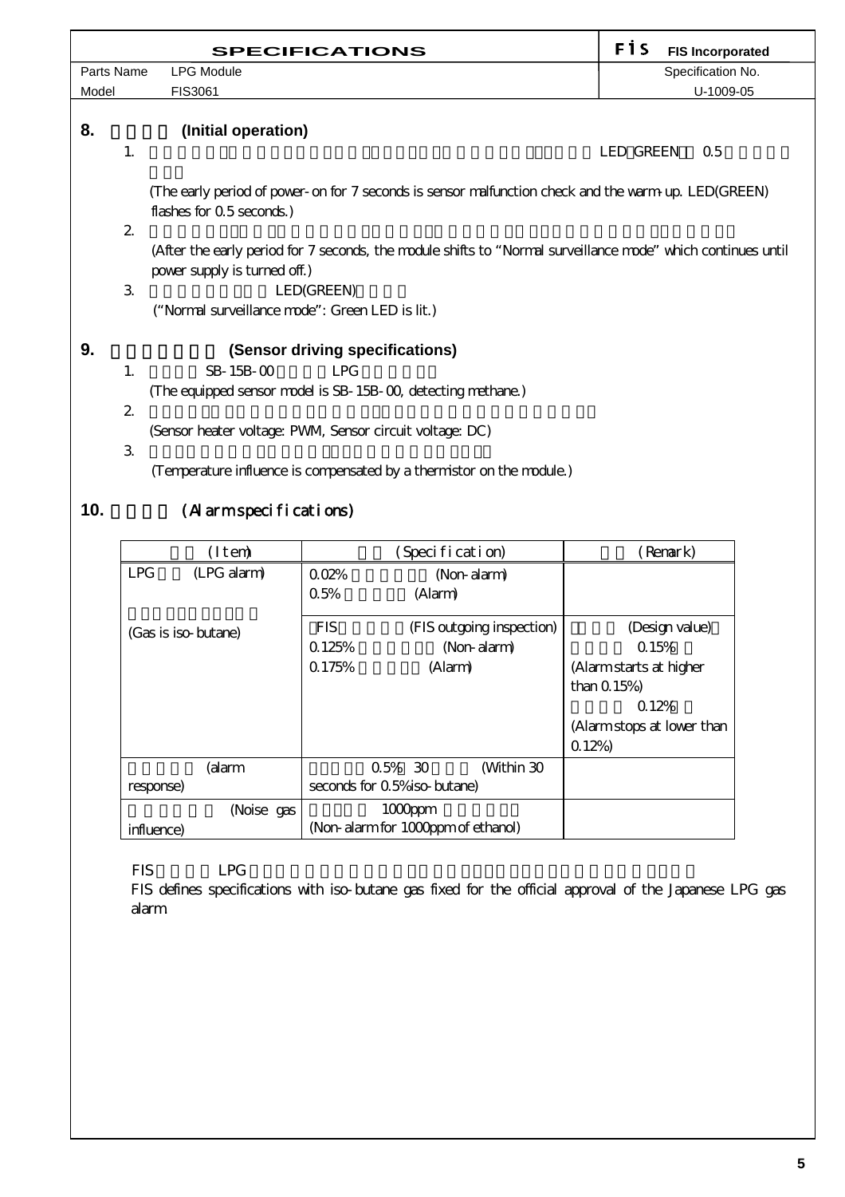## 8. (Initial operation)

1. LED GREEN 0.5

   (The early period of power-on for 7 seconds is sensor malfunction check and the warm-up. LED(GREEN) flashes for 0.5 seconds.)

2. (After the early period for 7 seconds, the module shifts to "Normal surveillance mode" which continues until power supply is turned off.)

3. LED(GREEN)

   ("Normal surveillance mode": Green LED is lit.)

## 9. (Sensor driving specifications)

1. SB-15B-00 LPG

   (The equipped sensor model is SB-15B-00, detecting methane.)

2. (Sensor heater voltage: PWM, Sensor circuit voltage: DC)

3. (Temperature influence is compensated by a thermistor on the module.)

## 10. (Alarm specifications)

| (Item) | (Specification) | (Remark) |
|---|---|---|
| LPG (LPG alarm) | 0.02% (Non-alarm)<br>0.5% (Alarm) | |
| (Gas is iso-butane) | FIS (FIS outgoing inspection)<br>0.125% (Non-alarm)<br>0.175% (Alarm) | (Design value)<br>0.15%<br>(Alarm starts at higher than 0.15%)<br>0.12%<br>(Alarm stops at lower than 0.12%) |
| (alarm response) | 0.5% 30 (Within 30 seconds for 0.5% iso-butane) | |
| (Noise gas influence) | 1000ppm<br>(Non-alarm for 1000ppm of ethanol) | |

FIS LPG

FIS defines specifications with iso-butane gas fixed for the official approval of the Japanese LPG gas alarm.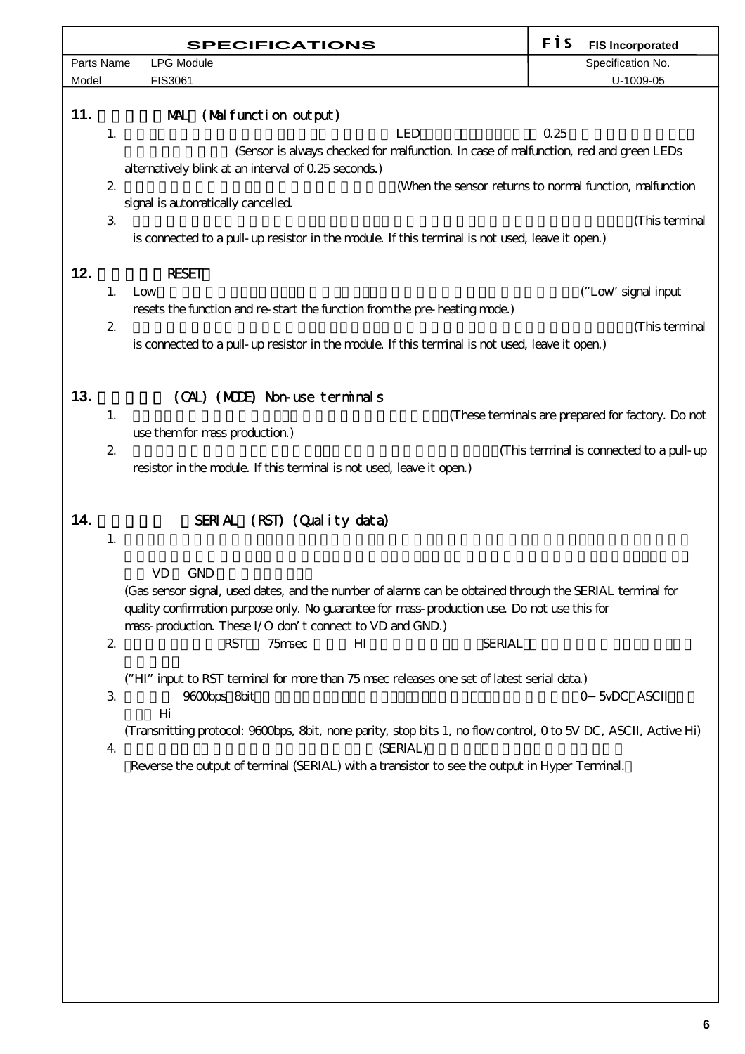## 11. MAL (Malfunction output)

1. LED 0.25 (Sensor is always checked for malfunction. In case of malfunction, red and green LEDs alternatively blink at an interval of 0.25 seconds.)
2. (When the sensor returns to normal function, malfunction signal is automatically cancelled.
3. (This terminal is connected to a pull-up resistor in the module. If this terminal is not used, leave it open.)

## 12. RESET

1. Low ("Low" signal input resets the function and re-start the function from the pre-heating mode.)
2. (This terminal is connected to a pull-up resistor in the module. If this terminal is not used, leave it open.)

## 13. (CAL) (MODE) Non-use terminals

1. (These terminals are prepared for factory. Do not use them for mass production.)
2. (This terminal is connected to a pull-up resistor in the module. If this terminal is not used, leave it open.)

## 14. SERIAL (RST) (Quality data)

1. VD GND

   (Gas sensor signal, used dates, and the number of alarms can be obtained through the SERIAL terminal for quality confirmation purpose only. No guarantee for mass-production use. Do not use this for mass-production. These I/O don't connect to VD and GND.)
2. RST 75msec HI SERIAL

   ("HI" input to RST terminal for more than 75 msec releases one set of latest serial data.)
3. 9600bps 8bit 0−5vDC ASCII Hi

   (Transmitting protocol: 9600bps, 8bit, none parity, stop bits 1, no flow control, 0 to 5V DC, ASCII, Active Hi)
4. (SERIAL)

   Reverse the output of terminal (SERIAL) with a transistor to see the output in Hyper Terminal.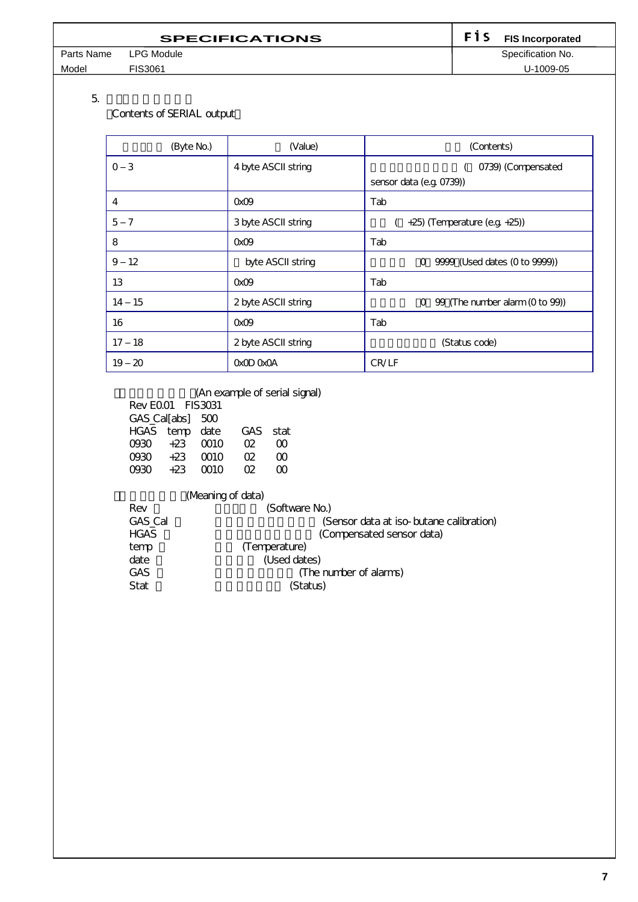| SPECIFICATIONS | | FIS Incorporated |
|---|---|---|
| Parts Name | LPG Module | Specification No. |
| Model | FIS3061 | U-1009-05 |

5.

（Contents of SERIAL output）

| (Byte No.) | (Value) | (Contents) |
|---|---|---|
| 0 – 3 | 4 byte ASCII string | ( 0739) (Compensated sensor data (e.g. 0739)) |
| 4 | 0x09 | Tab |
| 5 – 7 | 3 byte ASCII string | ( +25) (Temperature (e.g. +25)) |
| 8 | 0x09 | Tab |
| 9 – 12 | byte ASCII string | 0 9999 (Used dates (0 to 9999)) |
| 13 | 0x09 | Tab |
| 14 – 15 | 2 byte ASCII string | 0 99 (The number alarm (0 to 99)) |
| 16 | 0x09 | Tab |
| 17 – 18 | 2 byte ASCII string | (Status code) |
| 19 – 20 | 0x0D 0x0A | CR/LF |

(An example of serial signal)

```
Rev E0.01   FIS3031
GAS_Cal[abs]   500
HGAS   temp   date    GAS   stat
0930   +23    0010    02    00
0930   +23    0010    02    00
0930   +23    0010    02    00
```

(Meaning of data)

- Rev (Software No.)
- GAS_Cal (Sensor data at iso-butane calibration)
- HGAS (Compensated sensor data)
- temp (Temperature)
- date (Used dates)
- GAS (The number of alarms)
- Stat (Status)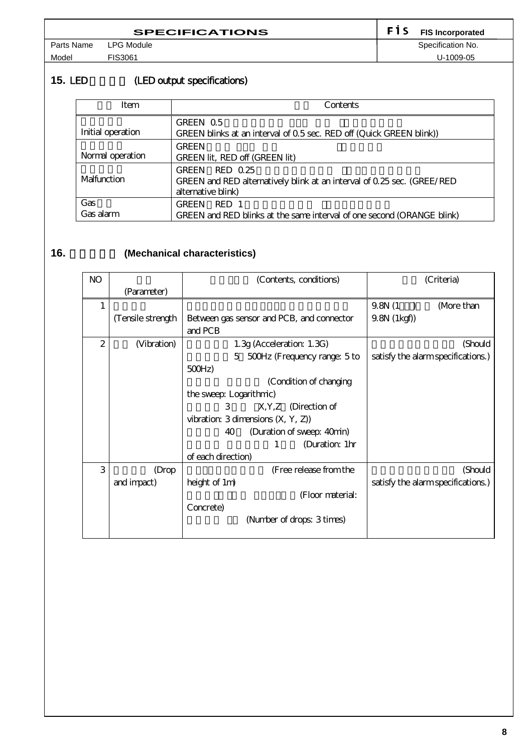## 15. LED (LED output specifications)

| Item | Contents |
|---|---|
| Initial operation | GREEN 0.5<br>GREEN blinks at an interval of 0.5 sec. RED off (Quick GREEN blink)) |
| Normal operation | GREEN<br>GREEN lit, RED off (GREEN lit) |
| Malfunction | GREEN RED 0.25<br>GREEN and RED alternatively blink at an interval of 0.25 sec. (GREE/RED alternative blink) |
| Gas<br>Gas alarm | GREEN RED 1<br>GREEN and RED blinks at the same interval of one second (ORANGE blink) |

## 16. (Mechanical characteristics)

| NO | (Parameter) | (Contents, conditions) | (Criteria) |
|---|---|---|---|
| 1 | (Tensile strength | Between gas sensor and PCB, and connector and PCB | 9.8N (1 ) (More than 9.8N (1kgf)) |
| 2 | (Vibration) | 1.3g (Acceleration: 1.3G)<br>5 500Hz (Frequency range: 5 to 500Hz)<br>(Condition of changing the sweep: Logarithmic)<br>3 X,Y,Z (Direction of vibration: 3 dimensions (X, Y, Z))<br>40 (Duration of sweep: 40min)<br>1 (Duration: 1hr of each direction) | (Should satisfy the alarm specifications.) |
| 3 | (Drop and impact) | (Free release from the height of 1m)<br>(Floor material: Concrete)<br>(Number of drops: 3 times) | (Should satisfy the alarm specifications.) |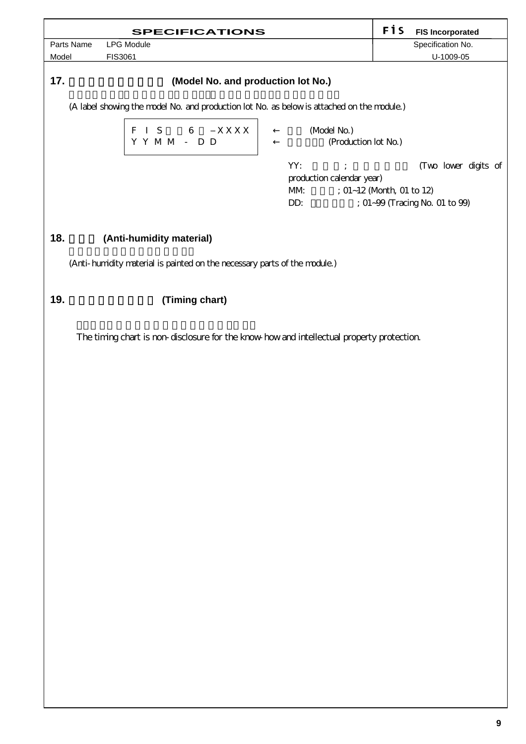## 17. (Model No. and production lot No.)

(A label showing the model No. and production lot No. as below is attached on the module.)

```
F I S  6  – X X X X    ← (Model No.)
Y Y M M - D D          ← (Production lot No.)
```

YY: ; (Two lower digits of production calendar year)

MM: ; 01~12 (Month, 01 to 12)

DD: ; 01~99 (Tracing No. 01 to 99)

## 18. (Anti-humidity material)

(Anti-humidity material is painted on the necessary parts of the module.)

## 19. (Timing chart)

The timing chart is non-disclosure for the know-how and intellectual property protection.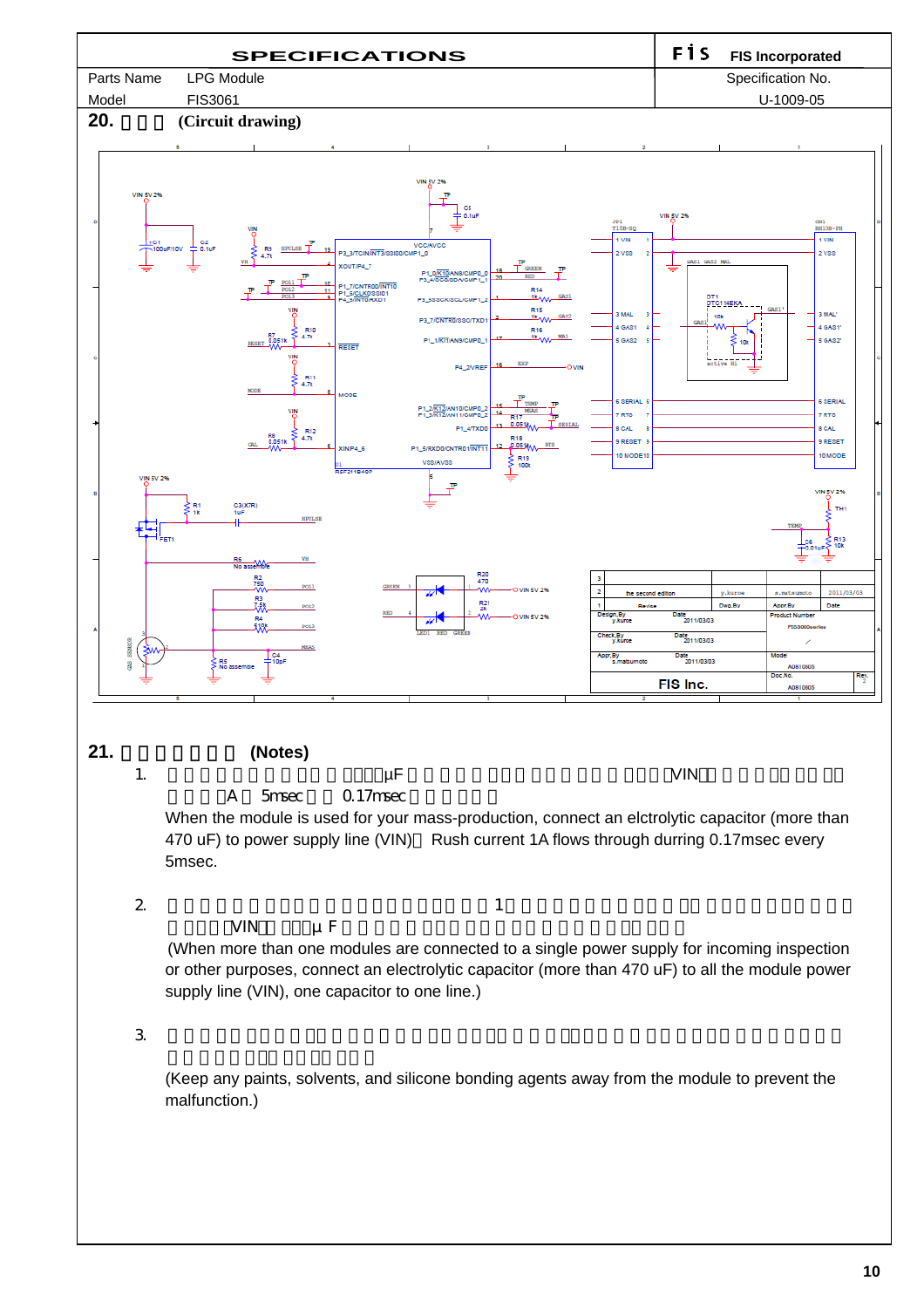| SPECIFICATIONS | | FIS Incorporated |
|---|---|---|
| Parts Name | LPG Module | Specification No. |
| Model | FIS3061 | U-1009-05 |

## 20. 回路図 (Circuit drawing)

## 21. 使用上の注意事項 (Notes)

1. 量産に使用される場合は、電源ラインに470μF以上の電解コンデンサを接続してください。VINには突入電流が流れます（約1A 5msec毎 0.17msec間）。

   When the module is used for your mass-production, connect an elctrolytic capacitor (more than 470 uF) to power supply line (VIN). Rush current 1A flows through durring 0.17msec every 5msec.

2. 受入検査等で複数のモジュールを同時に動作させる場合は、1つの電源から複数のモジュールに電源を供給する際、各モジュールのVIN毎に470μF以上の電解コンデンサを接続してください。

   (When more than one modules are connected to a single power supply for incoming inspection or other purposes, connect an electrolytic capacitor (more than 470 uF) to all the module power supply line (VIN), one capacitor to one line.)

3. 塗料、溶剤、シリコン系接着剤等をモジュールに近づけないでください。誤動作の原因となります。

   (Keep any paints, solvents, and silicone bonding agents away from the module to prevent the malfunction.)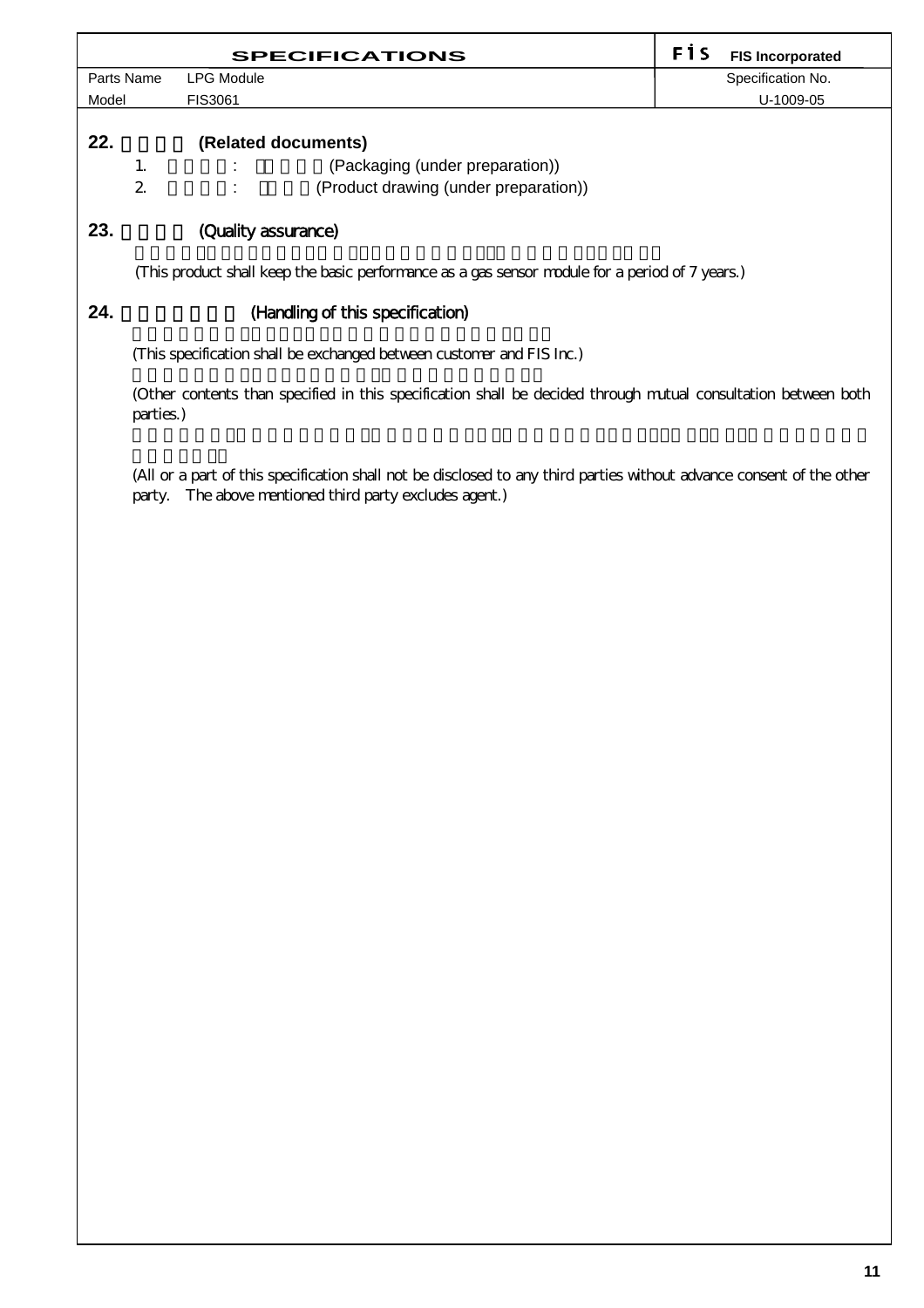**22. (Related documents)**

1. : (Packaging (under preparation))
2. : (Product drawing (under preparation))

**23. (Quality assurance)**

(This product shall keep the basic performance as a gas sensor module for a period of 7 years.)

**24. (Handling of this specification)**

(This specification shall be exchanged between customer and FIS Inc.)

(Other contents than specified in this specification shall be decided through mutual consultation between both parties.)

(All or a part of this specification shall not be disclosed to any third parties without advance consent of the other party. The above mentioned third party excludes agent.)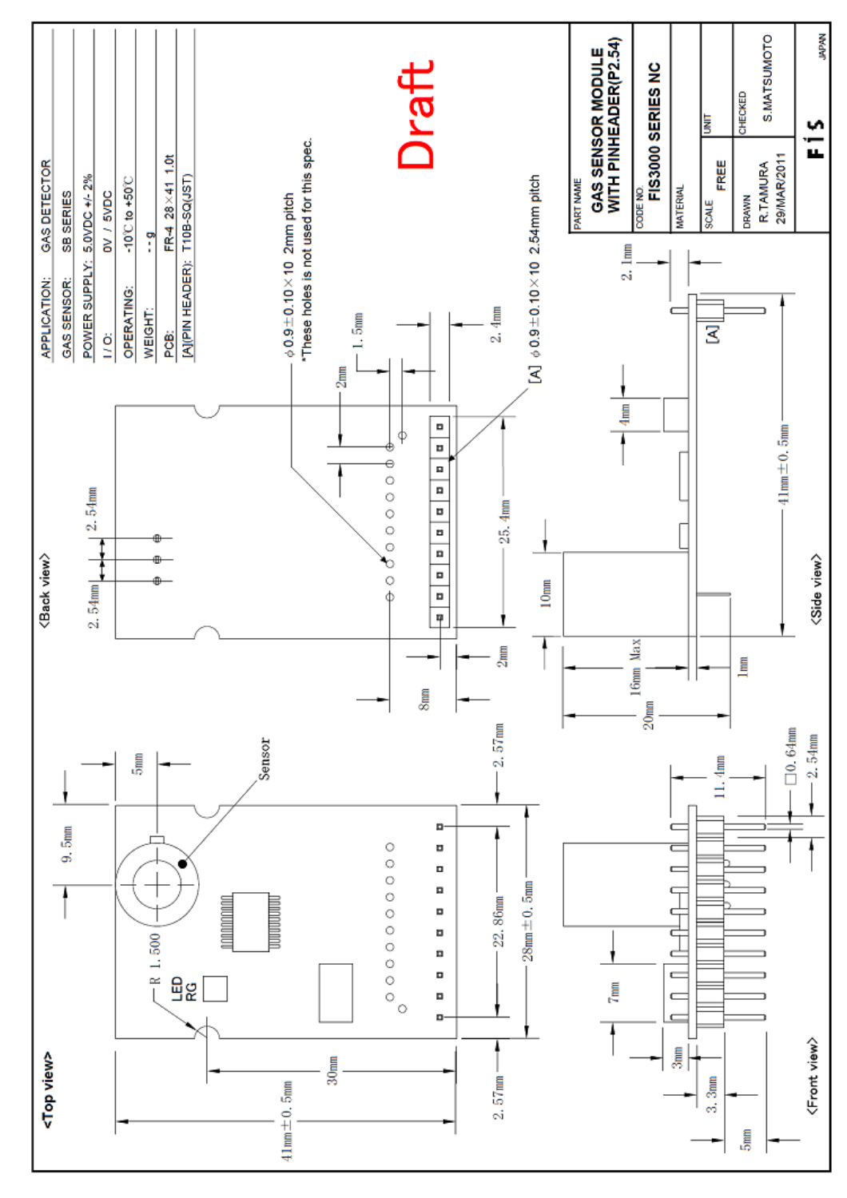| | |
|---|---|
| APPLICATION: | GAS DETECTOR |
| GAS SENSOR: | SB SERIES |
| POWER SUPPLY: | 5.0VDC +/- 2% |
| I / O: | 0V / 5VDC |
| OPERATING: | -10℃ to +50℃ |
| WEIGHT: | - - g |
| PCB: | FR-4 28×41 1.0t |
| [A](PIN HEADER): | T10B-SQ(JST) |

Draft

<Top view>

Sensor

9.5mm

5mm

R 1.500

LED RG

41mm±0.5mm

30mm

2.57mm

22.86mm

28mm±0.5mm

2.57mm

<Back view>

2.54mm

2.54mm

φ0.9±0.10×10 2mm pitch

*These holes is not used for this spec.

2mm

1.5mm

2.4mm

[A] φ0.9±0.10×10 2.54mm pitch

25.4mm

8mm

2mm

<Side view>

2.1mm

4mm

[A]

10mm

16mm Max

20mm

1mm

41mm±0.5mm

<Front view>

11.4mm

□0.64mm

2.54mm

7mm

3mm

3.3mm

5mm

| | |
|---|---|
| PART NAME | GAS SENSOR MODULE WITH PINHEADER(P2.54) |
| CODE NO. | FIS3000 SERIES NC |
| MATERIAL | |
| SCALE | FREE |
| UNIT | |
| DRAWN | R.TAMURA 29/MAR/2011 |
| CHECKED | S.MATSUMOTO |
| FiS | JAPAN |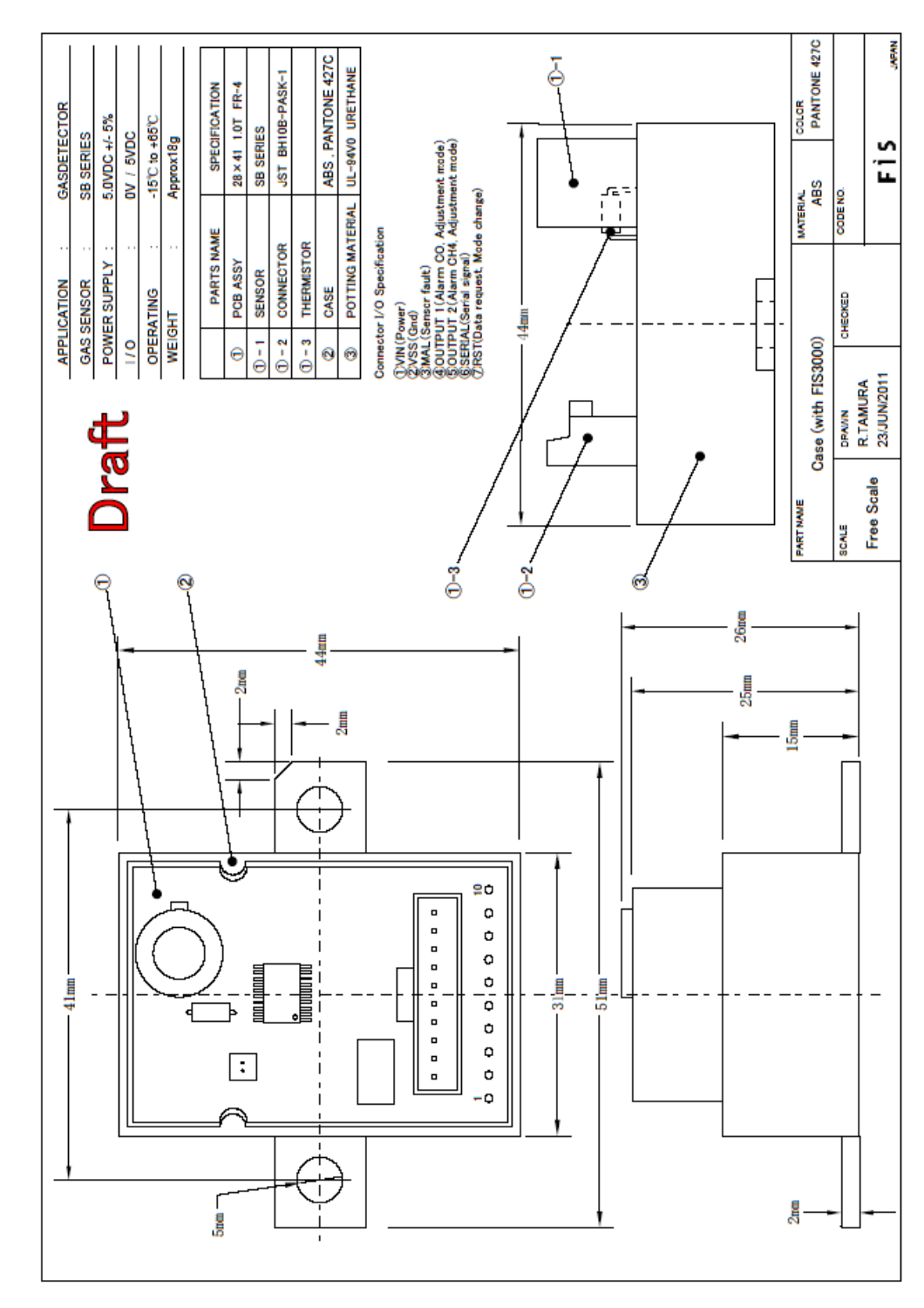# Draft

| | |
|---|---|
| APPLICATION | : GASDETECTOR |
| GAS SENSOR | : SB SERIES |
| POWER SUPPLY | : 5.0VDC +/- 5% |
| I / O | : 0V / 5VDC |
| OPERATING | : -15℃ to +65℃ |
| WEIGHT | : Approx18g |

| | PARTS NAME | SPECIFICATION |
|---|---|---|
| ① | PCB ASSY | 28 × 41 1.0T FR-4 |
| ①-1 | SENSOR | SB SERIES |
| ①-2 | CONNECTOR | JST BH10B-PASK-1 |
| ①-3 | THERMISTOR | |
| ② | CASE | ABS , PANTONE 427C |
| ③ | POTTING MATERIAL | UL-94V0 URETHANE |

Connector I/O Specification

1. VIN(Power)
2. VSS(Gnd)
3. MAL(Sensor fault)
4. OUTPUT 1(Alarm CO, Adjustment mode)
5. OUTPUT 2(Alarm CH4, Adjustment mode)
6. SERIAL(Serial signal)
7. RST(Data request, Mode change)

①
②
①-1
①-2
①-3
③

44mm
41mm
44mm
2mm
2mm
31mm
51mm
5mm
26mm
25mm
15mm
2mm
1
10

| | | | |
|---|---|---|---|
| PART NAME | Case (with FIS3000) | MATERIAL ABS | COLOR PANTONE 427C |
| SCALE Free Scale | DRAWN R.TAMURA 23/JUN/2011 | CHECKED | CODE NO. |
| | | | FiS JAPAN |